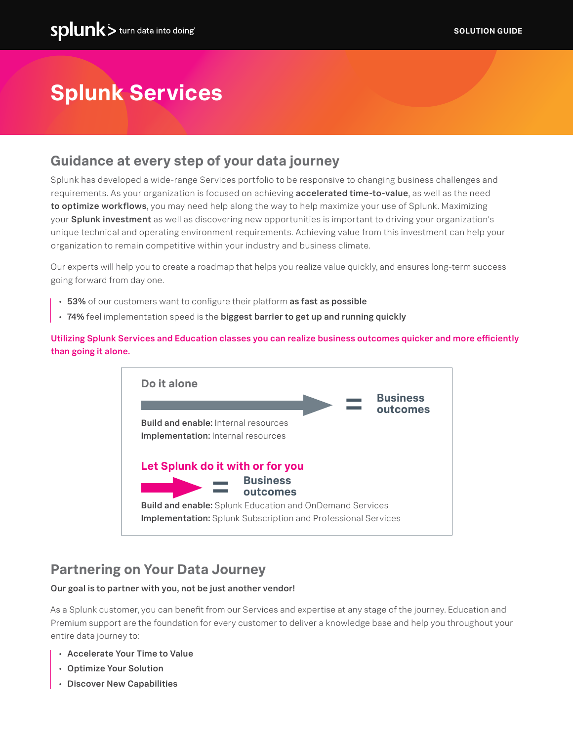# Splunk Services

## Guidance at every step of your data journey

Splunk has developed a wide-range Services portfolio to be responsive to changing business challenges and requirements. As your organization is focused on achieving **accelerated time-to-value**, as well as the need **to optimize workflows**, you may need help along the way to help maximize your use of Splunk. Maximizing your **Splunk investment** as well as discovering new opportunities is important to driving your organization's unique technical and operating environment requirements. Achieving value from this investment can help your organization to remain competitive within your industry and business climate.

Our experts will help you to create a roadmap that helps you realize value quickly, and ensures long-term success going forward from day one.

- **53%** of our customers want to configure their platform **as fast as possible**
- **74%** feel implementation speed is the **biggest barrier to get up and running quickly**

**Utilizing Splunk Services and Education classes you can realize business outcomes quicker and more efficiently than going it alone.**

**Do it alone**

→ = **Business outcomes**

**Build and enable:** Internal resources
**Implementation:** Internal resources

**Let Splunk do it with or for you**

→ = **Business outcomes**

**Build and enable:** Splunk Education and OnDemand Services
**Implementation:** Splunk Subscription and Professional Services

## Partnering on Your Data Journey

**Our goal is to partner with you, not be just another vendor!**

As a Splunk customer, you can benefit from our Services and expertise at any stage of the journey. Education and Premium support are the foundation for every customer to deliver a knowledge base and help you throughout your entire data journey to:

- **Accelerate Your Time to Value**
- **Optimize Your Solution**
- **Discover New Capabilities**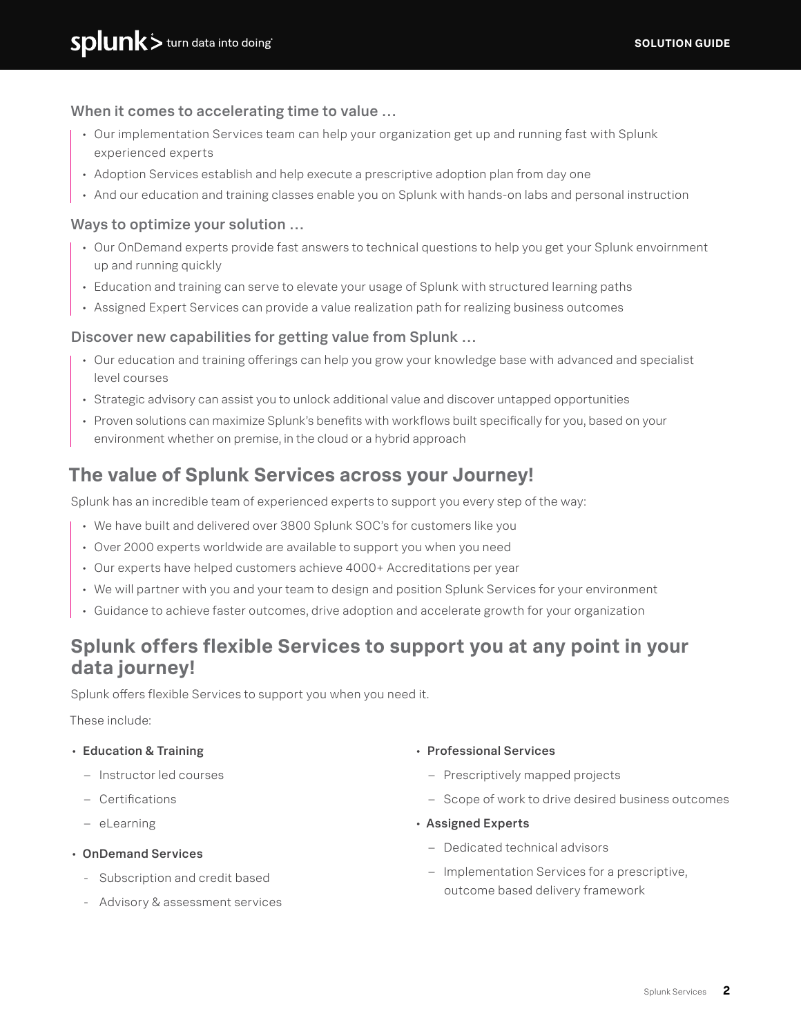### When it comes to accelerating time to value …

- Our implementation Services team can help your organization get up and running fast with Splunk experienced experts
- Adoption Services establish and help execute a prescriptive adoption plan from day one
- And our education and training classes enable you on Splunk with hands-on labs and personal instruction

### Ways to optimize your solution …

- Our OnDemand experts provide fast answers to technical questions to help you get your Splunk envoirnment up and running quickly
- Education and training can serve to elevate your usage of Splunk with structured learning paths
- Assigned Expert Services can provide a value realization path for realizing business outcomes

### Discover new capabilities for getting value from Splunk …

- Our education and training offerings can help you grow your knowledge base with advanced and specialist level courses
- Strategic advisory can assist you to unlock additional value and discover untapped opportunities
- Proven solutions can maximize Splunk's benefits with workflows built specifically for you, based on your environment whether on premise, in the cloud or a hybrid approach

## The value of Splunk Services across your Journey!

Splunk has an incredible team of experienced experts to support you every step of the way:

- We have built and delivered over 3800 Splunk SOC's for customers like you
- Over 2000 experts worldwide are available to support you when you need
- Our experts have helped customers achieve 4000+ Accreditations per year
- We will partner with you and your team to design and position Splunk Services for your environment
- Guidance to achieve faster outcomes, drive adoption and accelerate growth for your organization

## Splunk offers flexible Services to support you at any point in your data journey!

Splunk offers flexible Services to support you when you need it.

These include:

- **Education & Training**
  - Instructor led courses
  - Certifications
  - eLearning
- **OnDemand Services**
  - Subscription and credit based
  - Advisory & assessment services
- **Professional Services**
  - Prescriptively mapped projects
  - Scope of work to drive desired business outcomes
- **Assigned Experts**
  - Dedicated technical advisors
  - Implementation Services for a prescriptive, outcome based delivery framework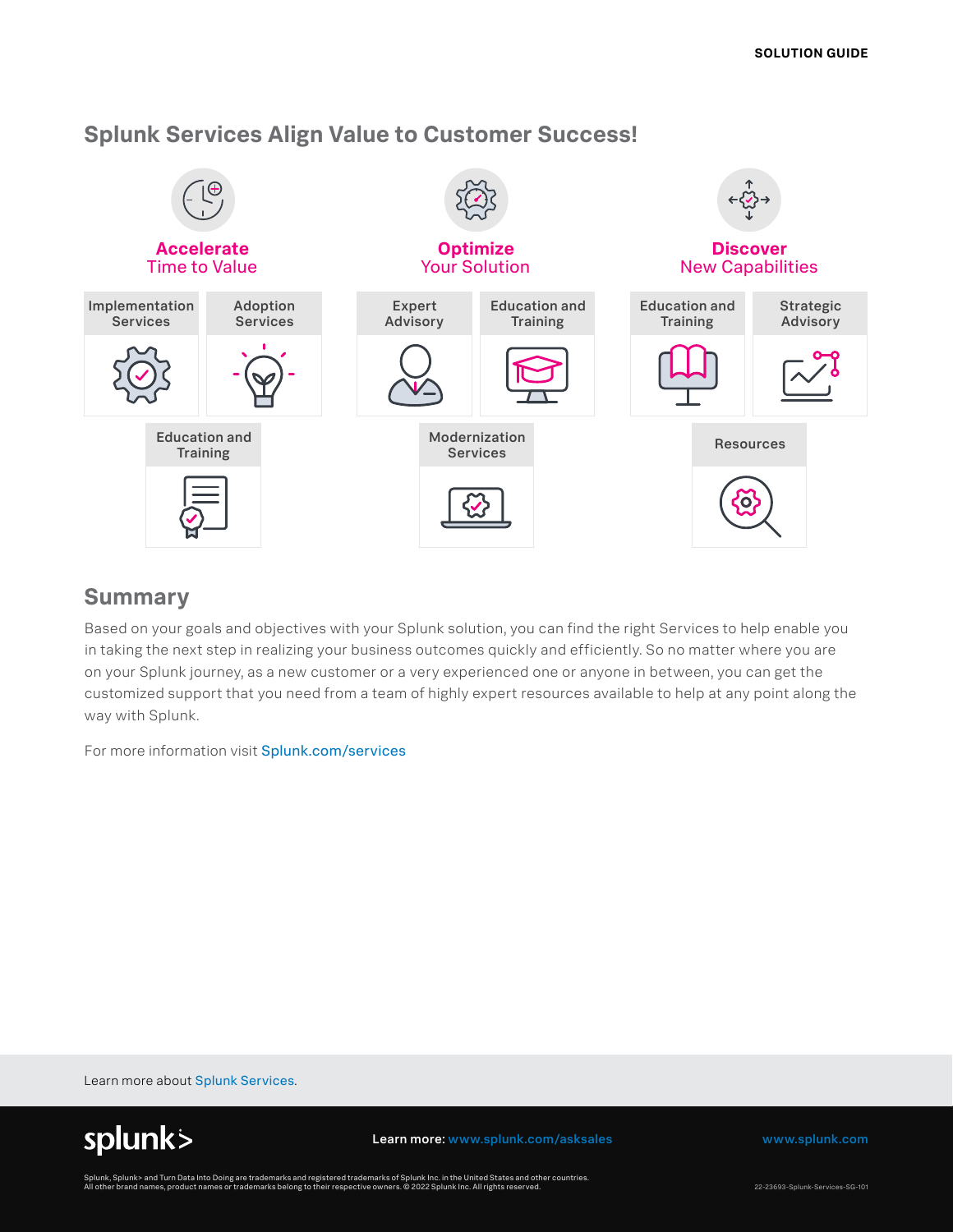## Splunk Services Align Value to Customer Success!

**Accelerate** Time to Value

- Implementation Services
- Adoption Services
- Education and Training

**Optimize** Your Solution

- Expert Advisory
- Education and Training
- Modernization Services

**Discover** New Capabilities

- Education and Training
- Strategic Advisory
- Resources

## Summary

Based on your goals and objectives with your Splunk solution, you can find the right Services to help enable you in taking the next step in realizing your business outcomes quickly and efficiently. So no matter where you are on your Splunk journey, as a new customer or a very experienced one or anyone in between, you can get the customized support that you need from a team of highly expert resources available to help at any point along the way with Splunk.

For more information visit Splunk.com/services

Learn more about Splunk Services.

splunk>

Learn more: www.splunk.com/asksales

www.splunk.com

Splunk, Splunk> and Turn Data Into Doing are trademarks and registered trademarks of Splunk Inc. in the United States and other countries. All other brand names, product names or trademarks belong to their respective owners. © 2022 Splunk Inc. All rights reserved.

22-23693-Splunk-Services-SG-101